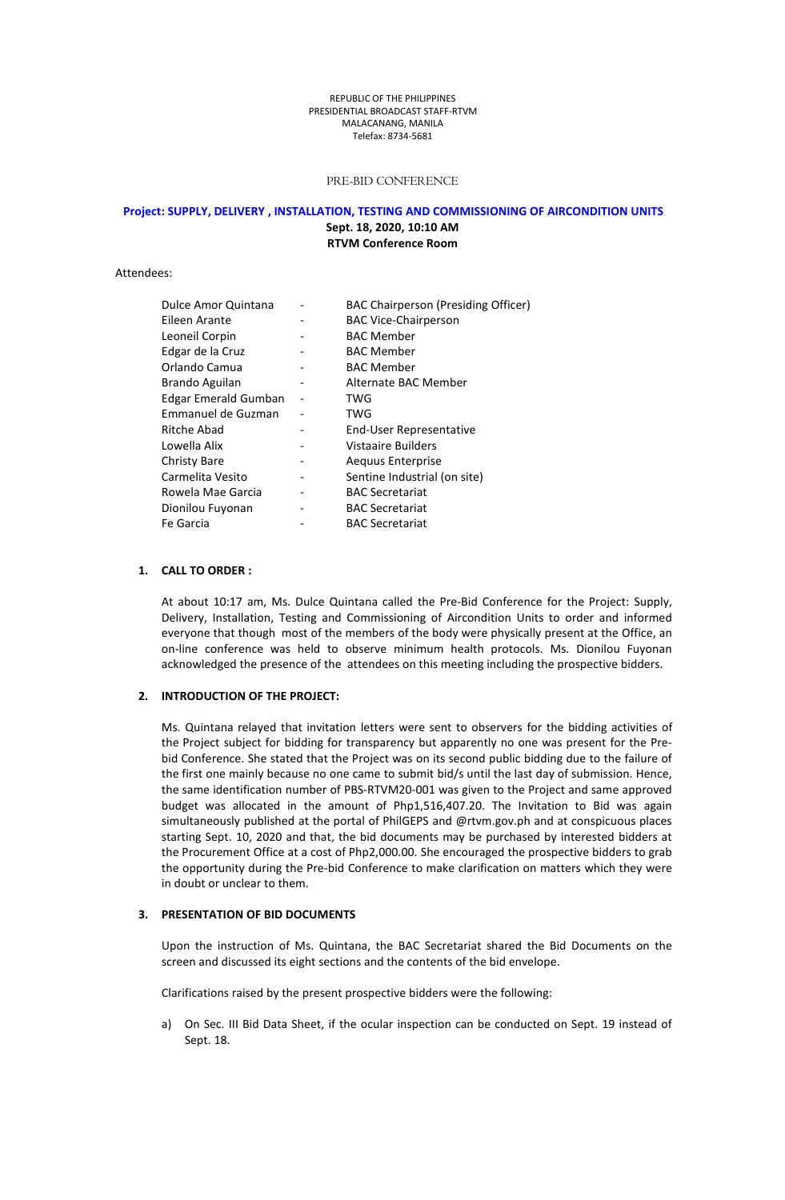REPUBLIC OF THE PHILIPPINES
PRESIDENTIAL BROADCAST STAFF-RTVM
MALACANANG, MANILA
Telefax: 8734-5681

PRE-BID CONFERENCE

**Project: SUPPLY, DELIVERY , INSTALLATION, TESTING AND COMMISSIONING OF AIRCONDITION UNITS**
**Sept. 18, 2020, 10:10 AM**
**RTVM Conference Room**

Attendees:

| | | |
|---|---|---|
| Dulce Amor Quintana | - | BAC Chairperson (Presiding Officer) |
| Eileen Arante | - | BAC Vice-Chairperson |
| Leoneil Corpin | - | BAC Member |
| Edgar de la Cruz | - | BAC Member |
| Orlando Camua | - | BAC Member |
| Brando Aguilan | - | Alternate BAC Member |
| Edgar Emerald Gumban | - | TWG |
| Emmanuel de Guzman | - | TWG |
| Ritche Abad | - | End-User Representative |
| Lowella Alix | - | Vistaaire Builders |
| Christy Bare | - | Aequus Enterprise |
| Carmelita Vesito | - | Sentine Industrial (on site) |
| Rowela Mae Garcia | - | BAC Secretariat |
| Dionilou Fuyonan | - | BAC Secretariat |
| Fe Garcia | - | BAC Secretariat |

**1. CALL TO ORDER :**

At about 10:17 am, Ms. Dulce Quintana called the Pre-Bid Conference for the Project: Supply, Delivery, Installation, Testing and Commissioning of Aircondition Units to order and informed everyone that though most of the members of the body were physically present at the Office, an on-line conference was held to observe minimum health protocols. Ms. Dionilou Fuyonan acknowledged the presence of the attendees on this meeting including the prospective bidders.

**2. INTRODUCTION OF THE PROJECT:**

Ms. Quintana relayed that invitation letters were sent to observers for the bidding activities of the Project subject for bidding for transparency but apparently no one was present for the Pre-bid Conference. She stated that the Project was on its second public bidding due to the failure of the first one mainly because no one came to submit bid/s until the last day of submission. Hence, the same identification number of PBS-RTVM20-001 was given to the Project and same approved budget was allocated in the amount of Php1,516,407.20. The Invitation to Bid was again simultaneously published at the portal of PhilGEPS and @rtvm.gov.ph and at conspicuous places starting Sept. 10, 2020 and that, the bid documents may be purchased by interested bidders at the Procurement Office at a cost of Php2,000.00. She encouraged the prospective bidders to grab the opportunity during the Pre-bid Conference to make clarification on matters which they were in doubt or unclear to them.

**3. PRESENTATION OF BID DOCUMENTS**

Upon the instruction of Ms. Quintana, the BAC Secretariat shared the Bid Documents on the screen and discussed its eight sections and the contents of the bid envelope.

Clarifications raised by the present prospective bidders were the following:

a) On Sec. III Bid Data Sheet, if the ocular inspection can be conducted on Sept. 19 instead of Sept. 18.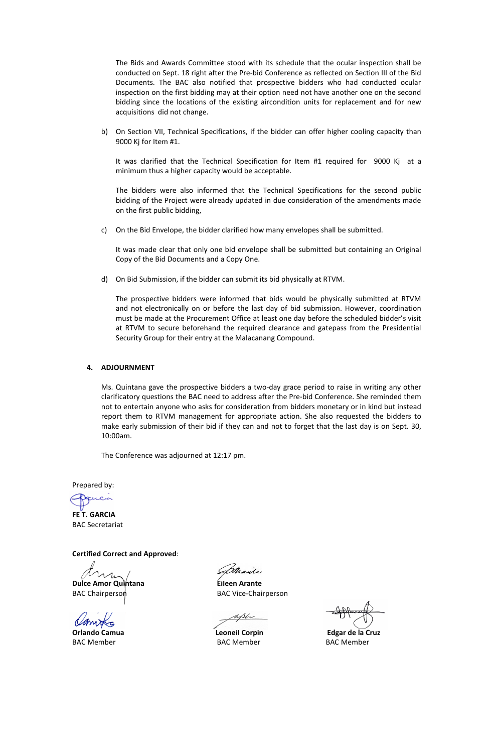The Bids and Awards Committee stood with its schedule that the ocular inspection shall be conducted on Sept. 18 right after the Pre-bid Conference as reflected on Section III of the Bid Documents. The BAC also notified that prospective bidders who had conducted ocular inspection on the first bidding may at their option need not have another one on the second bidding since the locations of the existing aircondition units for replacement and for new acquisitions did not change.

b) On Section VII, Technical Specifications, if the bidder can offer higher cooling capacity than 9000 Kj for Item #1.

   It was clarified that the Technical Specification for Item #1 required for 9000 Kj at a minimum thus a higher capacity would be acceptable.

   The bidders were also informed that the Technical Specifications for the second public bidding of the Project were already updated in due consideration of the amendments made on the first public bidding,

c) On the Bid Envelope, the bidder clarified how many envelopes shall be submitted.

   It was made clear that only one bid envelope shall be submitted but containing an Original Copy of the Bid Documents and a Copy One.

d) On Bid Submission, if the bidder can submit its bid physically at RTVM.

   The prospective bidders were informed that bids would be physically submitted at RTVM and not electronically on or before the last day of bid submission. However, coordination must be made at the Procurement Office at least one day before the scheduled bidder's visit at RTVM to secure beforehand the required clearance and gatepass from the Presidential Security Group for their entry at the Malacanang Compound.

**4. ADJOURNMENT**

Ms. Quintana gave the prospective bidders a two-day grace period to raise in writing any other clarificatory questions the BAC need to address after the Pre-bid Conference. She reminded them not to entertain anyone who asks for consideration from bidders monetary or in kind but instead report them to RTVM management for appropriate action. She also requested the bidders to make early submission of their bid if they can and not to forget that the last day is on Sept. 30, 10:00am.

The Conference was adjourned at 12:17 pm.

Prepared by:

**FE T. GARCIA**
BAC Secretariat

**Certified Correct and Approved**:

**Dulce Amor Quintana**
BAC Chairperson

**Eileen Arante**
BAC Vice-Chairperson

**Orlando Camua**
BAC Member

**Leoneil Corpin**
BAC Member

**Edgar de la Cruz**
BAC Member